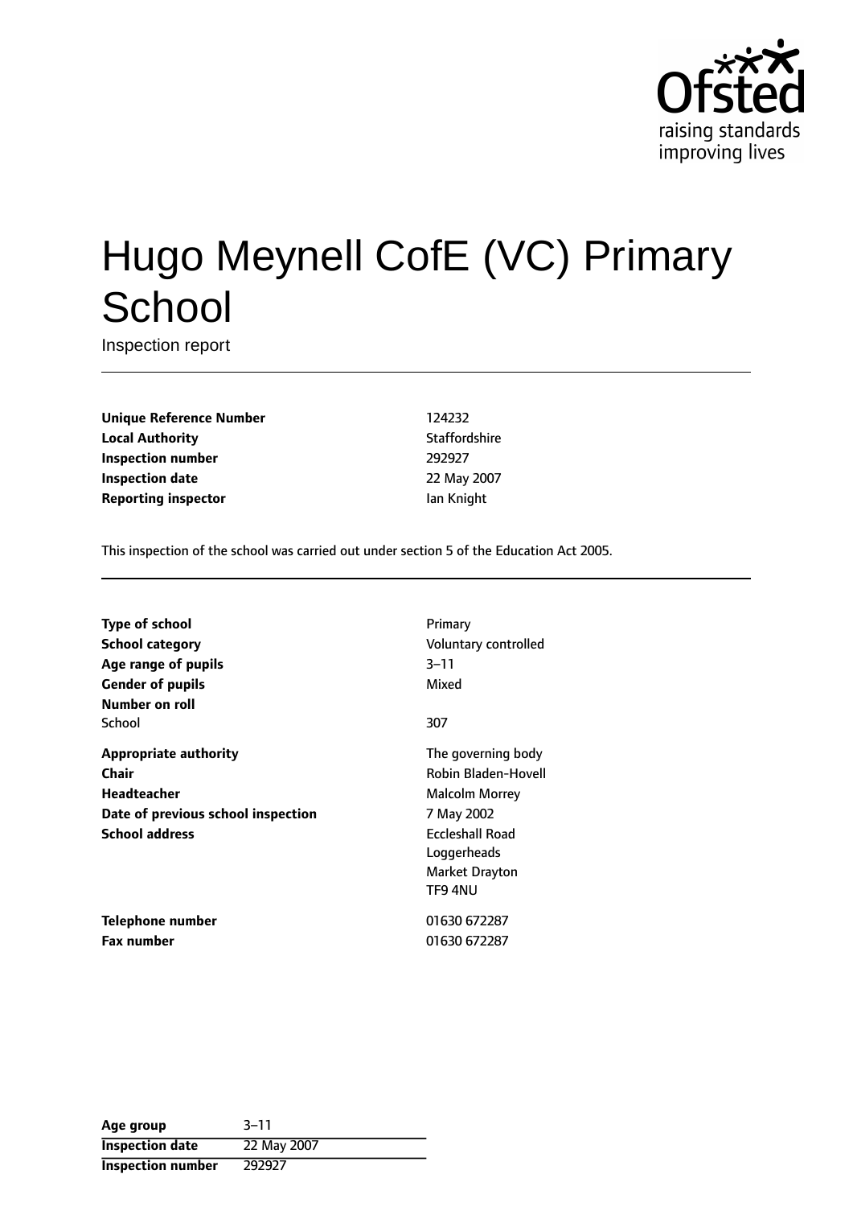# Hugo Meynell CofE (VC) Primary School

Inspection report

| | |
|---|---|
| **Unique Reference Number** | 124232 |
| **Local Authority** | Staffordshire |
| **Inspection number** | 292927 |
| **Inspection date** | 22 May 2007 |
| **Reporting inspector** | Ian Knight |

This inspection of the school was carried out under section 5 of the Education Act 2005.

| | |
|---|---|
| **Type of school** | Primary |
| **School category** | Voluntary controlled |
| **Age range of pupils** | 3–11 |
| **Gender of pupils** | Mixed |
| **Number on roll** | |
| School | 307 |
| **Appropriate authority** | The governing body |
| **Chair** | Robin Bladen-Hovell |
| **Headteacher** | Malcolm Morrey |
| **Date of previous school inspection** | 7 May 2002 |
| **School address** | Eccleshall Road<br>Loggerheads<br>Market Drayton<br>TF9 4NU |
| **Telephone number** | 01630 672287 |
| **Fax number** | 01630 672287 |

| | |
|---|---|
| **Age group** | 3–11 |
| **Inspection date** | 22 May 2007 |
| **Inspection number** | 292927 |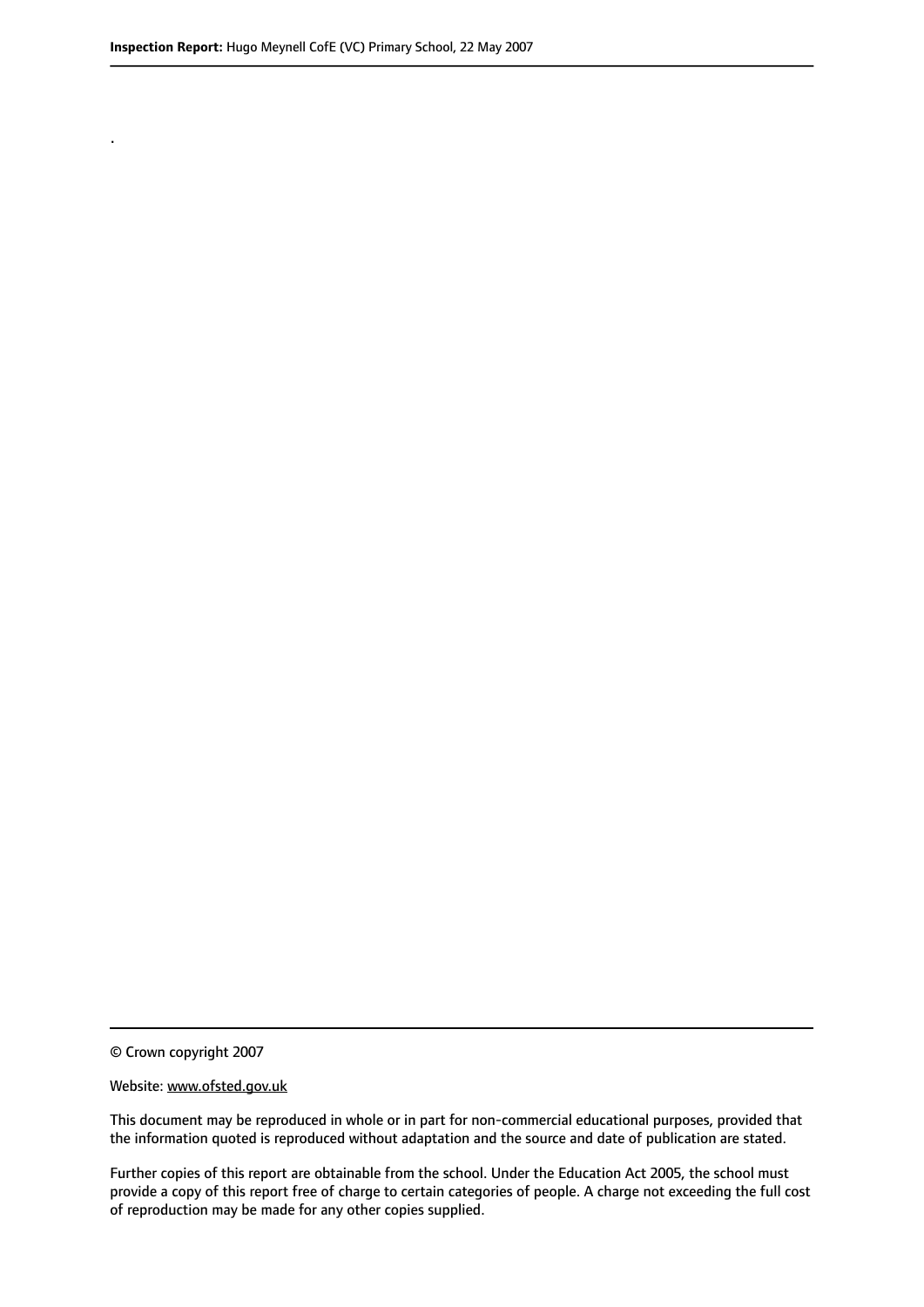.

© Crown copyright 2007

Website: www.ofsted.gov.uk

This document may be reproduced in whole or in part for non-commercial educational purposes, provided that the information quoted is reproduced without adaptation and the source and date of publication are stated.

Further copies of this report are obtainable from the school. Under the Education Act 2005, the school must provide a copy of this report free of charge to certain categories of people. A charge not exceeding the full cost of reproduction may be made for any other copies supplied.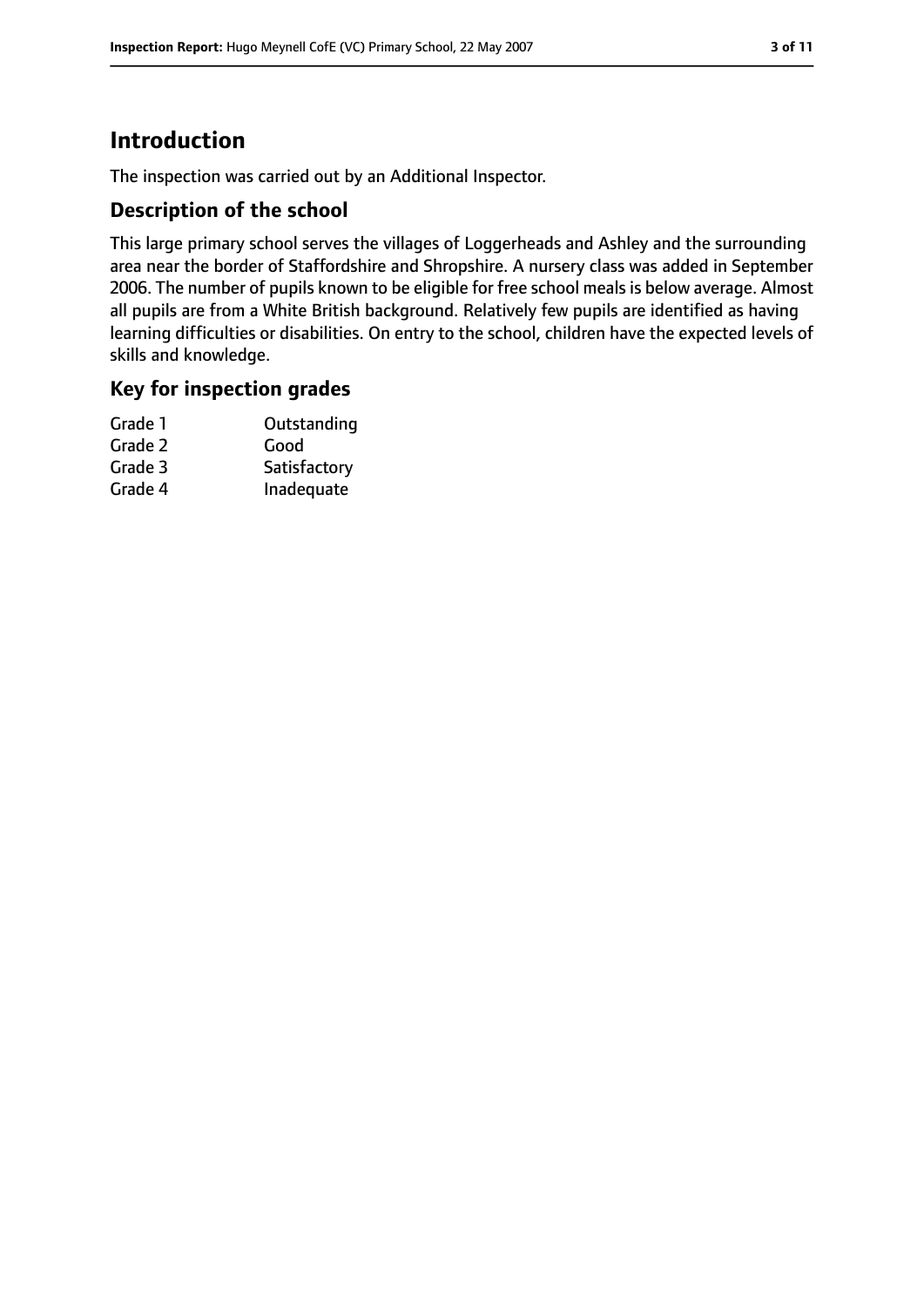# Introduction

The inspection was carried out by an Additional Inspector.

## Description of the school

This large primary school serves the villages of Loggerheads and Ashley and the surrounding area near the border of Staffordshire and Shropshire. A nursery class was added in September 2006. The number of pupils known to be eligible for free school meals is below average. Almost all pupils are from a White British background. Relatively few pupils are identified as having learning difficulties or disabilities. On entry to the school, children have the expected levels of skills and knowledge.

## Key for inspection grades

| | |
|---|---|
| Grade 1 | Outstanding |
| Grade 2 | Good |
| Grade 3 | Satisfactory |
| Grade 4 | Inadequate |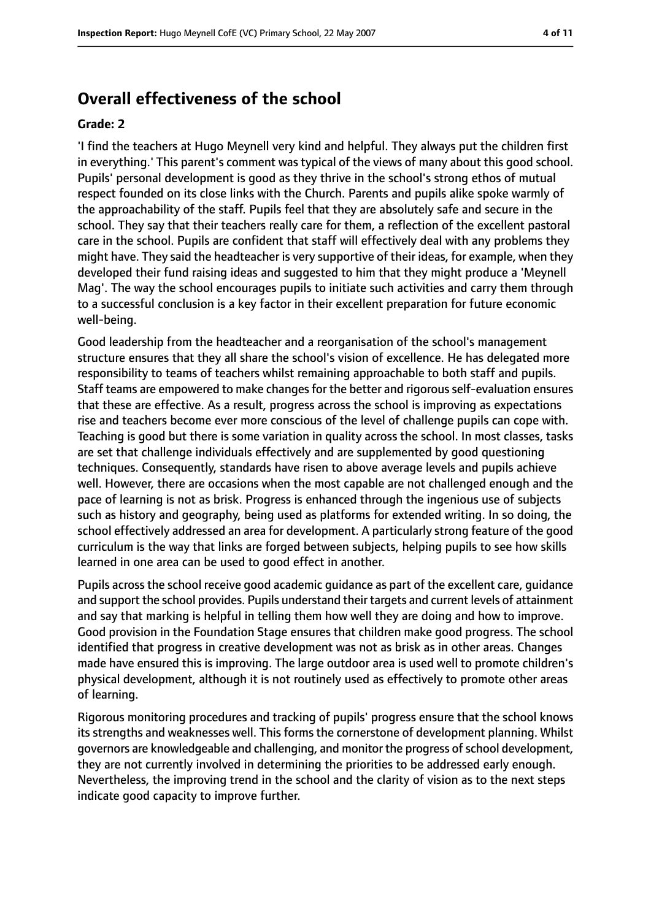## Overall effectiveness of the school

**Grade: 2**

'I find the teachers at Hugo Meynell very kind and helpful. They always put the children first in everything.' This parent's comment was typical of the views of many about this good school. Pupils' personal development is good as they thrive in the school's strong ethos of mutual respect founded on its close links with the Church. Parents and pupils alike spoke warmly of the approachability of the staff. Pupils feel that they are absolutely safe and secure in the school. They say that their teachers really care for them, a reflection of the excellent pastoral care in the school. Pupils are confident that staff will effectively deal with any problems they might have. They said the headteacher is very supportive of their ideas, for example, when they developed their fund raising ideas and suggested to him that they might produce a 'Meynell Mag'. The way the school encourages pupils to initiate such activities and carry them through to a successful conclusion is a key factor in their excellent preparation for future economic well-being.

Good leadership from the headteacher and a reorganisation of the school's management structure ensures that they all share the school's vision of excellence. He has delegated more responsibility to teams of teachers whilst remaining approachable to both staff and pupils. Staff teams are empowered to make changes for the better and rigorous self-evaluation ensures that these are effective. As a result, progress across the school is improving as expectations rise and teachers become ever more conscious of the level of challenge pupils can cope with. Teaching is good but there is some variation in quality across the school. In most classes, tasks are set that challenge individuals effectively and are supplemented by good questioning techniques. Consequently, standards have risen to above average levels and pupils achieve well. However, there are occasions when the most capable are not challenged enough and the pace of learning is not as brisk. Progress is enhanced through the ingenious use of subjects such as history and geography, being used as platforms for extended writing. In so doing, the school effectively addressed an area for development. A particularly strong feature of the good curriculum is the way that links are forged between subjects, helping pupils to see how skills learned in one area can be used to good effect in another.

Pupils across the school receive good academic guidance as part of the excellent care, guidance and support the school provides. Pupils understand their targets and current levels of attainment and say that marking is helpful in telling them how well they are doing and how to improve. Good provision in the Foundation Stage ensures that children make good progress. The school identified that progress in creative development was not as brisk as in other areas. Changes made have ensured this is improving. The large outdoor area is used well to promote children's physical development, although it is not routinely used as effectively to promote other areas of learning.

Rigorous monitoring procedures and tracking of pupils' progress ensure that the school knows its strengths and weaknesses well. This forms the cornerstone of development planning. Whilst governors are knowledgeable and challenging, and monitor the progress of school development, they are not currently involved in determining the priorities to be addressed early enough. Nevertheless, the improving trend in the school and the clarity of vision as to the next steps indicate good capacity to improve further.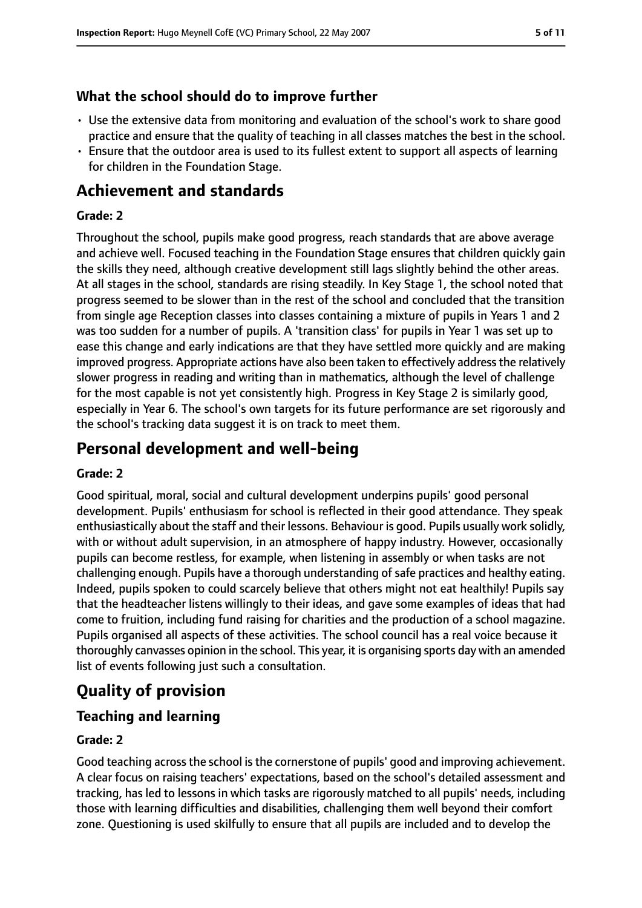### What the school should do to improve further

- Use the extensive data from monitoring and evaluation of the school's work to share good practice and ensure that the quality of teaching in all classes matches the best in the school.
- Ensure that the outdoor area is used to its fullest extent to support all aspects of learning for children in the Foundation Stage.

## Achievement and standards

#### Grade: 2

Throughout the school, pupils make good progress, reach standards that are above average and achieve well. Focused teaching in the Foundation Stage ensures that children quickly gain the skills they need, although creative development still lags slightly behind the other areas. At all stages in the school, standards are rising steadily. In Key Stage 1, the school noted that progress seemed to be slower than in the rest of the school and concluded that the transition from single age Reception classes into classes containing a mixture of pupils in Years 1 and 2 was too sudden for a number of pupils. A 'transition class' for pupils in Year 1 was set up to ease this change and early indications are that they have settled more quickly and are making improved progress. Appropriate actions have also been taken to effectively address the relatively slower progress in reading and writing than in mathematics, although the level of challenge for the most capable is not yet consistently high. Progress in Key Stage 2 is similarly good, especially in Year 6. The school's own targets for its future performance are set rigorously and the school's tracking data suggest it is on track to meet them.

## Personal development and well-being

#### Grade: 2

Good spiritual, moral, social and cultural development underpins pupils' good personal development. Pupils' enthusiasm for school is reflected in their good attendance. They speak enthusiastically about the staff and their lessons. Behaviour is good. Pupils usually work solidly, with or without adult supervision, in an atmosphere of happy industry. However, occasionally pupils can become restless, for example, when listening in assembly or when tasks are not challenging enough. Pupils have a thorough understanding of safe practices and healthy eating. Indeed, pupils spoken to could scarcely believe that others might not eat healthily! Pupils say that the headteacher listens willingly to their ideas, and gave some examples of ideas that had come to fruition, including fund raising for charities and the production of a school magazine. Pupils organised all aspects of these activities. The school council has a real voice because it thoroughly canvasses opinion in the school. This year, it is organising sports day with an amended list of events following just such a consultation.

## Quality of provision

### Teaching and learning

#### Grade: 2

Good teaching across the school is the cornerstone of pupils' good and improving achievement. A clear focus on raising teachers' expectations, based on the school's detailed assessment and tracking, has led to lessons in which tasks are rigorously matched to all pupils' needs, including those with learning difficulties and disabilities, challenging them well beyond their comfort zone. Questioning is used skilfully to ensure that all pupils are included and to develop the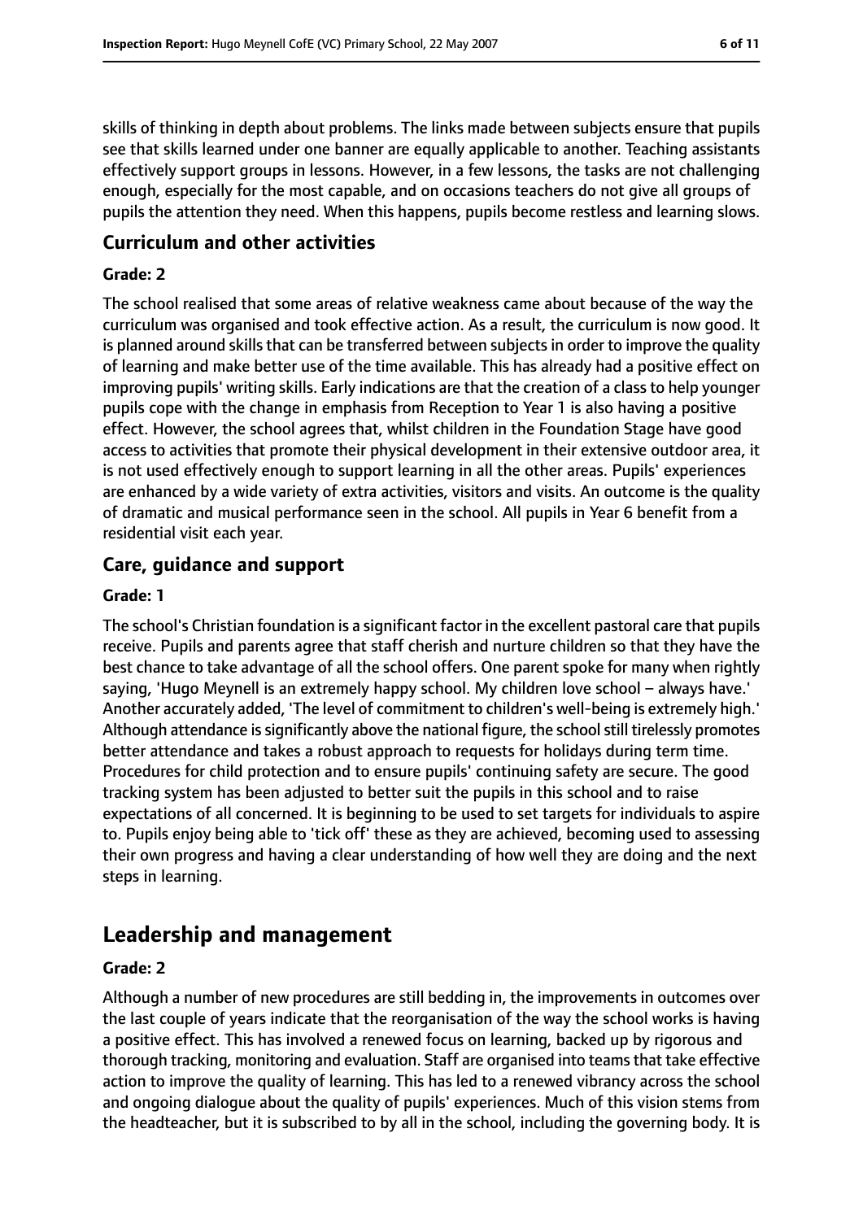skills of thinking in depth about problems. The links made between subjects ensure that pupils see that skills learned under one banner are equally applicable to another. Teaching assistants effectively support groups in lessons. However, in a few lessons, the tasks are not challenging enough, especially for the most capable, and on occasions teachers do not give all groups of pupils the attention they need. When this happens, pupils become restless and learning slows.

### Curriculum and other activities

#### Grade: 2

The school realised that some areas of relative weakness came about because of the way the curriculum was organised and took effective action. As a result, the curriculum is now good. It is planned around skills that can be transferred between subjects in order to improve the quality of learning and make better use of the time available. This has already had a positive effect on improving pupils' writing skills. Early indications are that the creation of a class to help younger pupils cope with the change in emphasis from Reception to Year 1 is also having a positive effect. However, the school agrees that, whilst children in the Foundation Stage have good access to activities that promote their physical development in their extensive outdoor area, it is not used effectively enough to support learning in all the other areas. Pupils' experiences are enhanced by a wide variety of extra activities, visitors and visits. An outcome is the quality of dramatic and musical performance seen in the school. All pupils in Year 6 benefit from a residential visit each year.

### Care, guidance and support

#### Grade: 1

The school's Christian foundation is a significant factor in the excellent pastoral care that pupils receive. Pupils and parents agree that staff cherish and nurture children so that they have the best chance to take advantage of all the school offers. One parent spoke for many when rightly saying, 'Hugo Meynell is an extremely happy school. My children love school – always have.' Another accurately added, 'The level of commitment to children's well-being is extremely high.' Although attendance is significantly above the national figure, the school still tirelessly promotes better attendance and takes a robust approach to requests for holidays during term time. Procedures for child protection and to ensure pupils' continuing safety are secure. The good tracking system has been adjusted to better suit the pupils in this school and to raise expectations of all concerned. It is beginning to be used to set targets for individuals to aspire to. Pupils enjoy being able to 'tick off' these as they are achieved, becoming used to assessing their own progress and having a clear understanding of how well they are doing and the next steps in learning.

## Leadership and management

#### Grade: 2

Although a number of new procedures are still bedding in, the improvements in outcomes over the last couple of years indicate that the reorganisation of the way the school works is having a positive effect. This has involved a renewed focus on learning, backed up by rigorous and thorough tracking, monitoring and evaluation. Staff are organised into teams that take effective action to improve the quality of learning. This has led to a renewed vibrancy across the school and ongoing dialogue about the quality of pupils' experiences. Much of this vision stems from the headteacher, but it is subscribed to by all in the school, including the governing body. It is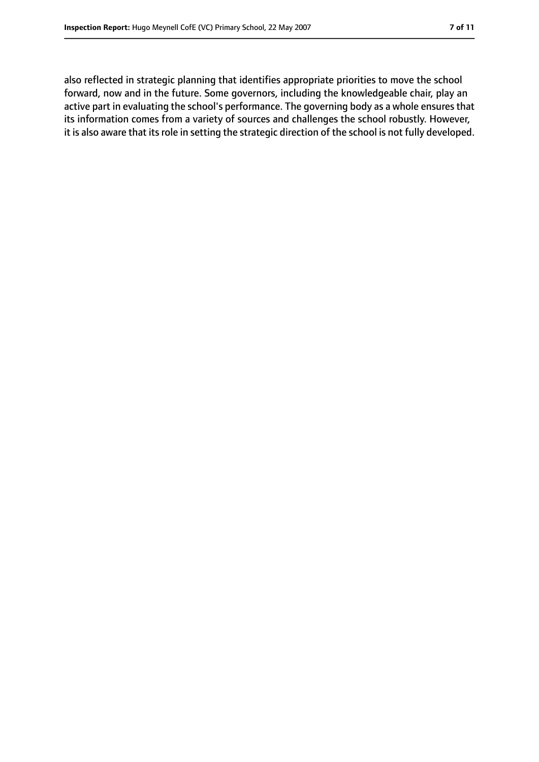also reflected in strategic planning that identifies appropriate priorities to move the school forward, now and in the future. Some governors, including the knowledgeable chair, play an active part in evaluating the school's performance. The governing body as a whole ensures that its information comes from a variety of sources and challenges the school robustly. However, it is also aware that its role in setting the strategic direction of the school is not fully developed.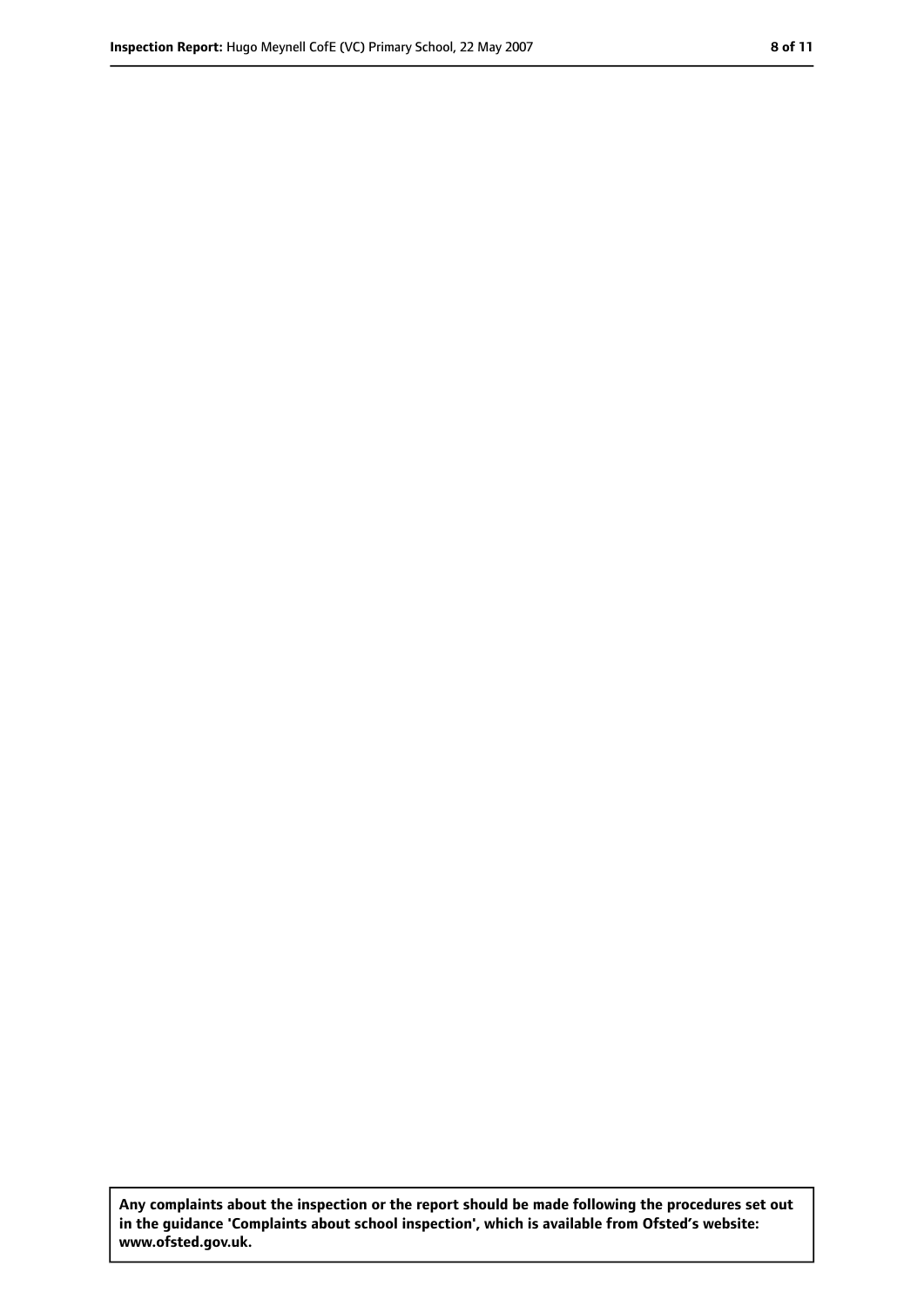**Any complaints about the inspection or the report should be made following the procedures set out in the guidance 'Complaints about school inspection', which is available from Ofsted's website: www.ofsted.gov.uk.**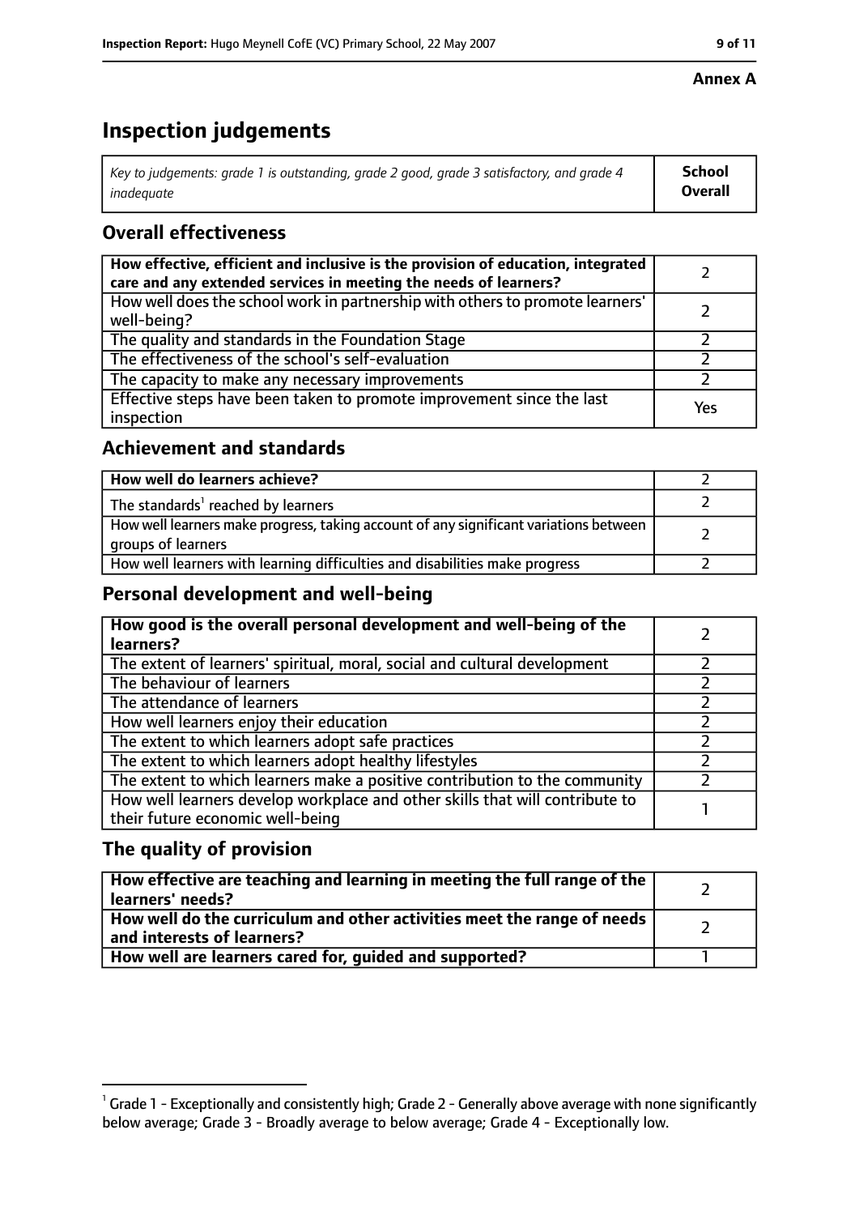**Annex A**

# Inspection judgements

| *Key to judgements: grade 1 is outstanding, grade 2 good, grade 3 satisfactory, and grade 4 inadequate* | **School Overall** |
|---|---|

## Overall effectiveness

| | |
|---|---|
| **How effective, efficient and inclusive is the provision of education, integrated care and any extended services in meeting the needs of learners?** | 2 |
| How well does the school work in partnership with others to promote learners' well-being? | 2 |
| The quality and standards in the Foundation Stage | 2 |
| The effectiveness of the school's self-evaluation | 2 |
| The capacity to make any necessary improvements | 2 |
| Effective steps have been taken to promote improvement since the last inspection | Yes |

## Achievement and standards

| | |
|---|---|
| **How well do learners achieve?** | 2 |
| The standards[1] reached by learners | 2 |
| How well learners make progress, taking account of any significant variations between groups of learners | 2 |
| How well learners with learning difficulties and disabilities make progress | 2 |

## Personal development and well-being

| | |
|---|---|
| **How good is the overall personal development and well-being of the learners?** | 2 |
| The extent of learners' spiritual, moral, social and cultural development | 2 |
| The behaviour of learners | 2 |
| The attendance of learners | 2 |
| How well learners enjoy their education | 2 |
| The extent to which learners adopt safe practices | 2 |
| The extent to which learners adopt healthy lifestyles | 2 |
| The extent to which learners make a positive contribution to the community | 2 |
| How well learners develop workplace and other skills that will contribute to their future economic well-being | 1 |

## The quality of provision

| | |
|---|---|
| **How effective are teaching and learning in meeting the full range of the learners' needs?** | 2 |
| **How well do the curriculum and other activities meet the range of needs and interests of learners?** | 2 |
| **How well are learners cared for, guided and supported?** | 1 |

[1] Grade 1 - Exceptionally and consistently high; Grade 2 - Generally above average with none significantly below average; Grade 3 - Broadly average to below average; Grade 4 - Exceptionally low.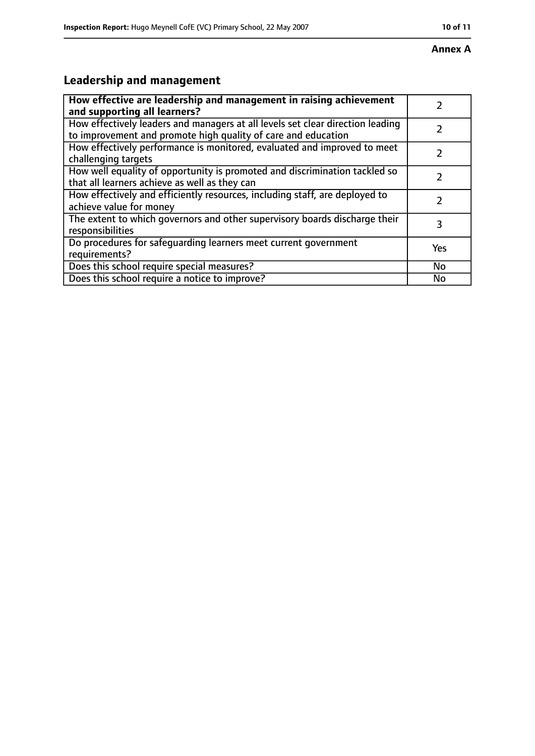**Annex A**

## Leadership and management

| **How effective are leadership and management in raising achievement and supporting all learners?** | 2 |
|---|---|
| How effectively leaders and managers at all levels set clear direction leading to improvement and promote high quality of care and education | 2 |
| How effectively performance is monitored, evaluated and improved to meet challenging targets | 2 |
| How well equality of opportunity is promoted and discrimination tackled so that all learners achieve as well as they can | 2 |
| How effectively and efficiently resources, including staff, are deployed to achieve value for money | 2 |
| The extent to which governors and other supervisory boards discharge their responsibilities | 3 |
| Do procedures for safeguarding learners meet current government requirements? | Yes |
| Does this school require special measures? | No |
| Does this school require a notice to improve? | No |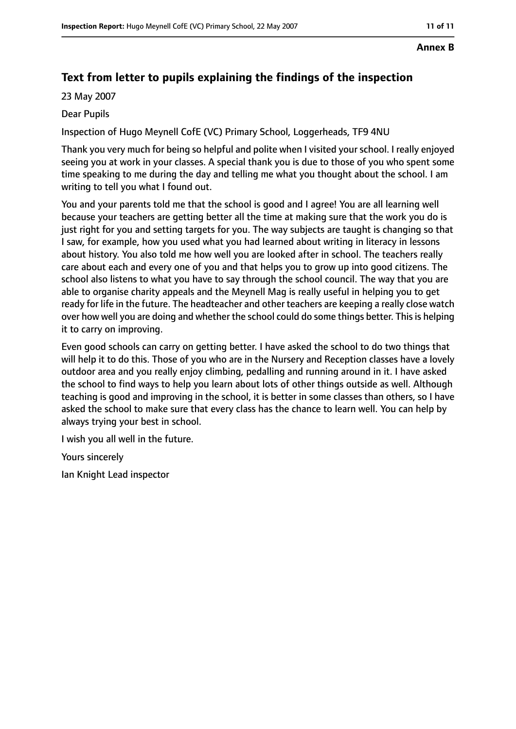**Annex B**

## Text from letter to pupils explaining the findings of the inspection

23 May 2007

Dear Pupils

Inspection of Hugo Meynell CofE (VC) Primary School, Loggerheads, TF9 4NU

Thank you very much for being so helpful and polite when I visited your school. I really enjoyed seeing you at work in your classes. A special thank you is due to those of you who spent some time speaking to me during the day and telling me what you thought about the school. I am writing to tell you what I found out.

You and your parents told me that the school is good and I agree! You are all learning well because your teachers are getting better all the time at making sure that the work you do is just right for you and setting targets for you. The way subjects are taught is changing so that I saw, for example, how you used what you had learned about writing in literacy in lessons about history. You also told me how well you are looked after in school. The teachers really care about each and every one of you and that helps you to grow up into good citizens. The school also listens to what you have to say through the school council. The way that you are able to organise charity appeals and the Meynell Mag is really useful in helping you to get ready for life in the future. The headteacher and other teachers are keeping a really close watch over how well you are doing and whether the school could do some things better. This is helping it to carry on improving.

Even good schools can carry on getting better. I have asked the school to do two things that will help it to do this. Those of you who are in the Nursery and Reception classes have a lovely outdoor area and you really enjoy climbing, pedalling and running around in it. I have asked the school to find ways to help you learn about lots of other things outside as well. Although teaching is good and improving in the school, it is better in some classes than others, so I have asked the school to make sure that every class has the chance to learn well. You can help by always trying your best in school.

I wish you all well in the future.

Yours sincerely

Ian Knight Lead inspector